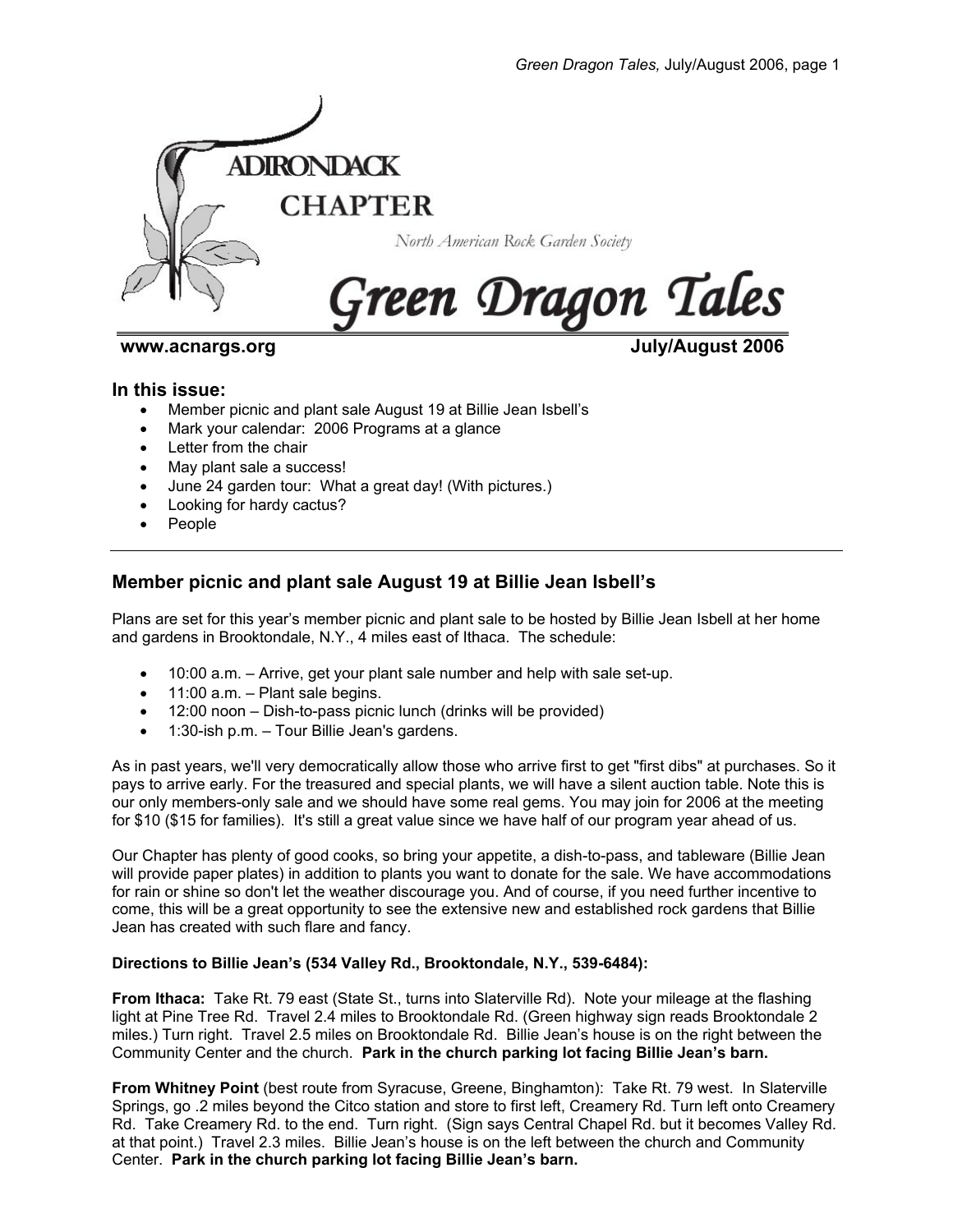# ADIRONDACK CHAPTER

North American Rock Garden Society

# Green Dragon Tales

**www.acnargs.org** **July/August 2006**

## In this issue:

- Member picnic and plant sale August 19 at Billie Jean Isbell's
- Mark your calendar: 2006 Programs at a glance
- Letter from the chair
- May plant sale a success!
- June 24 garden tour: What a great day! (With pictures.)
- Looking for hardy cactus?
- People

---

## Member picnic and plant sale August 19 at Billie Jean Isbell's

Plans are set for this year's member picnic and plant sale to be hosted by Billie Jean Isbell at her home and gardens in Brooktondale, N.Y., 4 miles east of Ithaca. The schedule:

- 10:00 a.m. – Arrive, get your plant sale number and help with sale set-up.
- 11:00 a.m. – Plant sale begins.
- 12:00 noon – Dish-to-pass picnic lunch (drinks will be provided)
- 1:30-ish p.m. – Tour Billie Jean's gardens.

As in past years, we'll very democratically allow those who arrive first to get "first dibs" at purchases. So it pays to arrive early. For the treasured and special plants, we will have a silent auction table. Note this is our only members-only sale and we should have some real gems. You may join for 2006 at the meeting for $10 ($15 for families). It's still a great value since we have half of our program year ahead of us.

Our Chapter has plenty of good cooks, so bring your appetite, a dish-to-pass, and tableware (Billie Jean will provide paper plates) in addition to plants you want to donate for the sale. We have accommodations for rain or shine so don't let the weather discourage you. And of course, if you need further incentive to come, this will be a great opportunity to see the extensive new and established rock gardens that Billie Jean has created with such flare and fancy.

**Directions to Billie Jean's (534 Valley Rd., Brooktondale, N.Y., 539-6484):**

**From Ithaca:** Take Rt. 79 east (State St., turns into Slaterville Rd). Note your mileage at the flashing light at Pine Tree Rd. Travel 2.4 miles to Brooktondale Rd. (Green highway sign reads Brooktondale 2 miles.) Turn right. Travel 2.5 miles on Brooktondale Rd. Billie Jean's house is on the right between the Community Center and the church. **Park in the church parking lot facing Billie Jean's barn.**

**From Whitney Point** (best route from Syracuse, Greene, Binghamton): Take Rt. 79 west. In Slaterville Springs, go .2 miles beyond the Citco station and store to first left, Creamery Rd. Turn left onto Creamery Rd. Take Creamery Rd. to the end. Turn right. (Sign says Central Chapel Rd. but it becomes Valley Rd. at that point.) Travel 2.3 miles. Billie Jean's house is on the left between the church and Community Center. **Park in the church parking lot facing Billie Jean's barn.**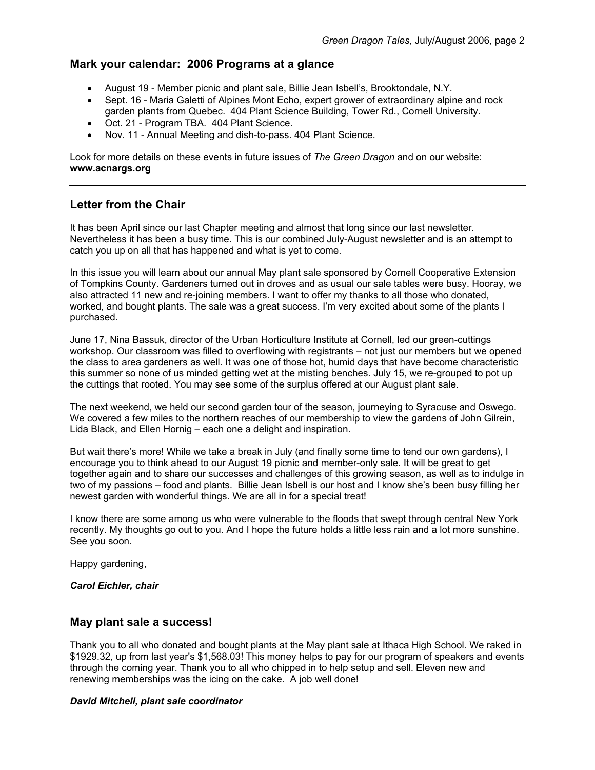## Mark your calendar: 2006 Programs at a glance

- August 19 - Member picnic and plant sale, Billie Jean Isbell's, Brooktondale, N.Y.
- Sept. 16 - Maria Galetti of Alpines Mont Echo, expert grower of extraordinary alpine and rock garden plants from Quebec. 404 Plant Science Building, Tower Rd., Cornell University.
- Oct. 21 - Program TBA. 404 Plant Science.
- Nov. 11 - Annual Meeting and dish-to-pass. 404 Plant Science.

Look for more details on these events in future issues of *The Green Dragon* and on our website: **www.acnargs.org**

---

## Letter from the Chair

It has been April since our last Chapter meeting and almost that long since our last newsletter. Nevertheless it has been a busy time. This is our combined July-August newsletter and is an attempt to catch you up on all that has happened and what is yet to come.

In this issue you will learn about our annual May plant sale sponsored by Cornell Cooperative Extension of Tompkins County. Gardeners turned out in droves and as usual our sale tables were busy. Hooray, we also attracted 11 new and re-joining members. I want to offer my thanks to all those who donated, worked, and bought plants. The sale was a great success. I'm very excited about some of the plants I purchased.

June 17, Nina Bassuk, director of the Urban Horticulture Institute at Cornell, led our green-cuttings workshop. Our classroom was filled to overflowing with registrants – not just our members but we opened the class to area gardeners as well. It was one of those hot, humid days that have become characteristic this summer so none of us minded getting wet at the misting benches. July 15, we re-grouped to pot up the cuttings that rooted. You may see some of the surplus offered at our August plant sale.

The next weekend, we held our second garden tour of the season, journeying to Syracuse and Oswego. We covered a few miles to the northern reaches of our membership to view the gardens of John Gilrein, Lida Black, and Ellen Hornig – each one a delight and inspiration.

But wait there's more! While we take a break in July (and finally some time to tend our own gardens), I encourage you to think ahead to our August 19 picnic and member-only sale. It will be great to get together again and to share our successes and challenges of this growing season, as well as to indulge in two of my passions – food and plants. Billie Jean Isbell is our host and I know she's been busy filling her newest garden with wonderful things. We are all in for a special treat!

I know there are some among us who were vulnerable to the floods that swept through central New York recently. My thoughts go out to you. And I hope the future holds a little less rain and a lot more sunshine. See you soon.

Happy gardening,

***Carol Eichler, chair***

---

## May plant sale a success!

Thank you to all who donated and bought plants at the May plant sale at Ithaca High School. We raked in $1929.32, up from last year's $1,568.03! This money helps to pay for our program of speakers and events through the coming year. Thank you to all who chipped in to help setup and sell. Eleven new and renewing memberships was the icing on the cake. A job well done!

***David Mitchell, plant sale coordinator***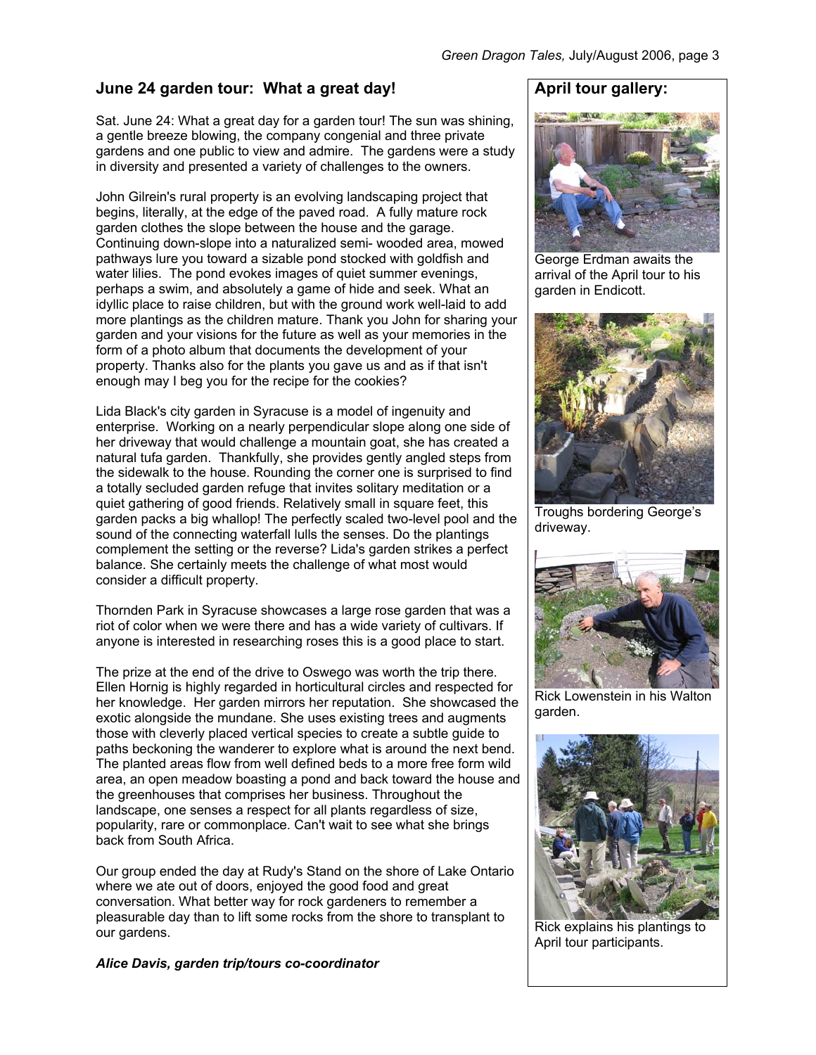## June 24 garden tour: What a great day!

Sat. June 24: What a great day for a garden tour! The sun was shining, a gentle breeze blowing, the company congenial and three private gardens and one public to view and admire. The gardens were a study in diversity and presented a variety of challenges to the owners.

John Gilrein's rural property is an evolving landscaping project that begins, literally, at the edge of the paved road. A fully mature rock garden clothes the slope between the house and the garage. Continuing down-slope into a naturalized semi- wooded area, mowed pathways lure you toward a sizable pond stocked with goldfish and water lilies. The pond evokes images of quiet summer evenings, perhaps a swim, and absolutely a game of hide and seek. What an idyllic place to raise children, but with the ground work well-laid to add more plantings as the children mature. Thank you John for sharing your garden and your visions for the future as well as your memories in the form of a photo album that documents the development of your property. Thanks also for the plants you gave us and as if that isn't enough may I beg you for the recipe for the cookies?

Lida Black's city garden in Syracuse is a model of ingenuity and enterprise. Working on a nearly perpendicular slope along one side of her driveway that would challenge a mountain goat, she has created a natural tufa garden. Thankfully, she provides gently angled steps from the sidewalk to the house. Rounding the corner one is surprised to find a totally secluded garden refuge that invites solitary meditation or a quiet gathering of good friends. Relatively small in square feet, this garden packs a big whallop! The perfectly scaled two-level pool and the sound of the connecting waterfall lulls the senses. Do the plantings complement the setting or the reverse? Lida's garden strikes a perfect balance. She certainly meets the challenge of what most would consider a difficult property.

Thornden Park in Syracuse showcases a large rose garden that was a riot of color when we were there and has a wide variety of cultivars. If anyone is interested in researching roses this is a good place to start.

The prize at the end of the drive to Oswego was worth the trip there. Ellen Hornig is highly regarded in horticultural circles and respected for her knowledge. Her garden mirrors her reputation. She showcased the exotic alongside the mundane. She uses existing trees and augments those with cleverly placed vertical species to create a subtle guide to paths beckoning the wanderer to explore what is around the next bend. The planted areas flow from well defined beds to a more free form wild area, an open meadow boasting a pond and back toward the house and the greenhouses that comprises her business. Throughout the landscape, one senses a respect for all plants regardless of size, popularity, rare or commonplace. Can't wait to see what she brings back from South Africa.

Our group ended the day at Rudy's Stand on the shore of Lake Ontario where we ate out of doors, enjoyed the good food and great conversation. What better way for rock gardeners to remember a pleasurable day than to lift some rocks from the shore to transplant to our gardens.

***Alice Davis, garden trip/tours co-coordinator***

## April tour gallery:

George Erdman awaits the arrival of the April tour to his garden in Endicott.

Troughs bordering George's driveway.

Rick Lowenstein in his Walton garden.

Rick explains his plantings to April tour participants.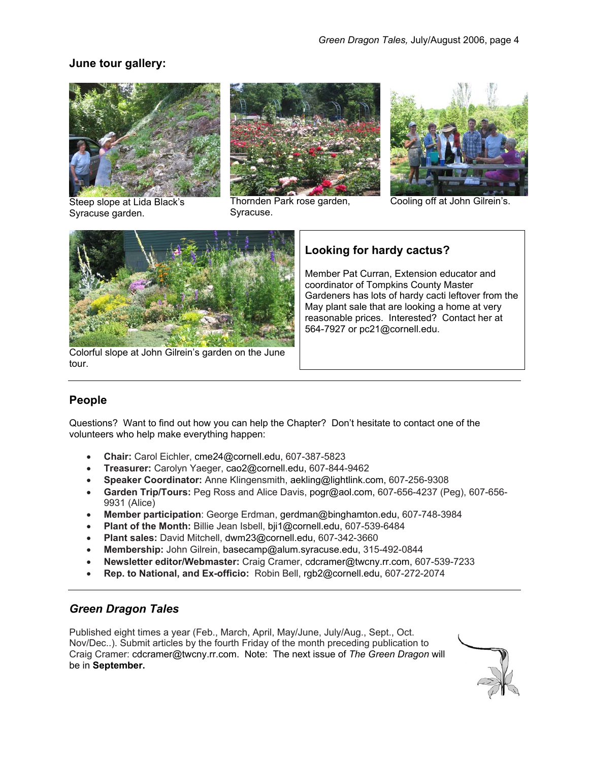## June tour gallery:

Steep slope at Lida Black's Syracuse garden.

Thornden Park rose garden, Syracuse.

Cooling off at John Gilrein's.

Colorful slope at John Gilrein's garden on the June tour.

### Looking for hardy cactus?

Member Pat Curran, Extension educator and coordinator of Tompkins County Master Gardeners has lots of hardy cacti leftover from the May plant sale that are looking a home at very reasonable prices. Interested? Contact her at 564-7927 or pc21@cornell.edu.

## People

Questions? Want to find out how you can help the Chapter? Don't hesitate to contact one of the volunteers who help make everything happen:

- **Chair:** Carol Eichler, cme24@cornell.edu, 607-387-5823
- **Treasurer:** Carolyn Yaeger, cao2@cornell.edu, 607-844-9462
- **Speaker Coordinator:** Anne Klingensmith, aekling@lightlink.com, 607-256-9308
- **Garden Trip/Tours:** Peg Ross and Alice Davis, pogr@aol.com, 607-656-4237 (Peg), 607-656-9931 (Alice)
- **Member participation**: George Erdman, gerdman@binghamton.edu, 607-748-3984
- **Plant of the Month:** Billie Jean Isbell, bji1@cornell.edu, 607-539-6484
- **Plant sales:** David Mitchell, dwm23@cornell.edu, 607-342-3660
- **Membership:** John Gilrein, basecamp@alum.syracuse.edu, 315-492-0844
- **Newsletter editor/Webmaster:** Craig Cramer, cdcramer@twcny.rr.com, 607-539-7233
- **Rep. to National, and Ex-officio:** Robin Bell, rgb2@cornell.edu, 607-272-2074

## *Green Dragon Tales*

Published eight times a year (Feb., March, April, May/June, July/Aug., Sept., Oct. Nov/Dec..). Submit articles by the fourth Friday of the month preceding publication to Craig Cramer: cdcramer@twcny.rr.com. Note: The next issue of *The Green Dragon* will be in **September.**